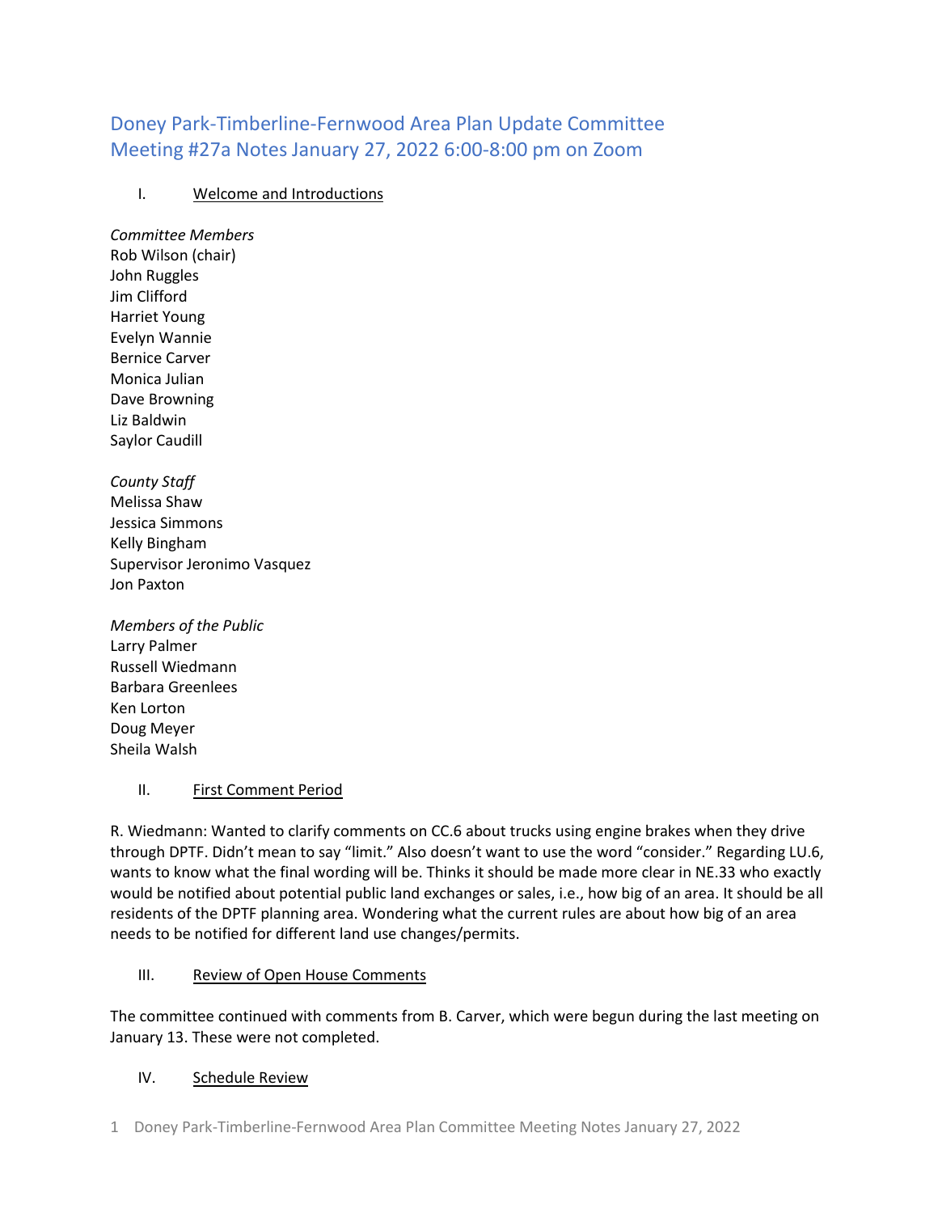# Doney Park-Timberline-Fernwood Area Plan Update Committee
# Meeting #27a Notes January 27, 2022 6:00-8:00 pm on Zoom

## I. Welcome and Introductions

*Committee Members*
Rob Wilson (chair)
John Ruggles
Jim Clifford
Harriet Young
Evelyn Wannie
Bernice Carver
Monica Julian
Dave Browning
Liz Baldwin
Saylor Caudill

*County Staff*
Melissa Shaw
Jessica Simmons
Kelly Bingham
Supervisor Jeronimo Vasquez
Jon Paxton

*Members of the Public*
Larry Palmer
Russell Wiedmann
Barbara Greenlees
Ken Lorton
Doug Meyer
Sheila Walsh

## II. First Comment Period

R. Wiedmann: Wanted to clarify comments on CC.6 about trucks using engine brakes when they drive through DPTF. Didn't mean to say "limit." Also doesn't want to use the word "consider." Regarding LU.6, wants to know what the final wording will be. Thinks it should be made more clear in NE.33 who exactly would be notified about potential public land exchanges or sales, i.e., how big of an area. It should be all residents of the DPTF planning area. Wondering what the current rules are about how big of an area needs to be notified for different land use changes/permits.

## III. Review of Open House Comments

The committee continued with comments from B. Carver, which were begun during the last meeting on January 13. These were not completed.

## IV. Schedule Review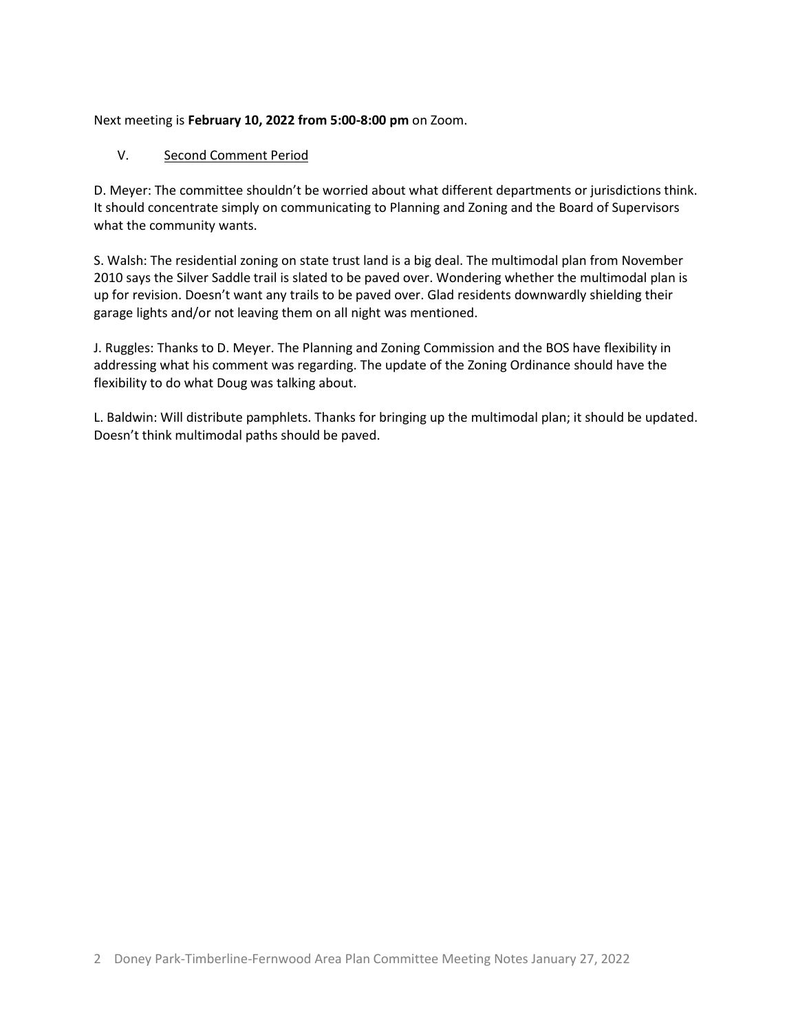Next meeting is **February 10, 2022 from 5:00-8:00 pm** on Zoom.

## V. Second Comment Period

D. Meyer: The committee shouldn't be worried about what different departments or jurisdictions think. It should concentrate simply on communicating to Planning and Zoning and the Board of Supervisors what the community wants.

S. Walsh: The residential zoning on state trust land is a big deal. The multimodal plan from November 2010 says the Silver Saddle trail is slated to be paved over. Wondering whether the multimodal plan is up for revision. Doesn't want any trails to be paved over. Glad residents downwardly shielding their garage lights and/or not leaving them on all night was mentioned.

J. Ruggles: Thanks to D. Meyer. The Planning and Zoning Commission and the BOS have flexibility in addressing what his comment was regarding. The update of the Zoning Ordinance should have the flexibility to do what Doug was talking about.

L. Baldwin: Will distribute pamphlets. Thanks for bringing up the multimodal plan; it should be updated. Doesn't think multimodal paths should be paved.